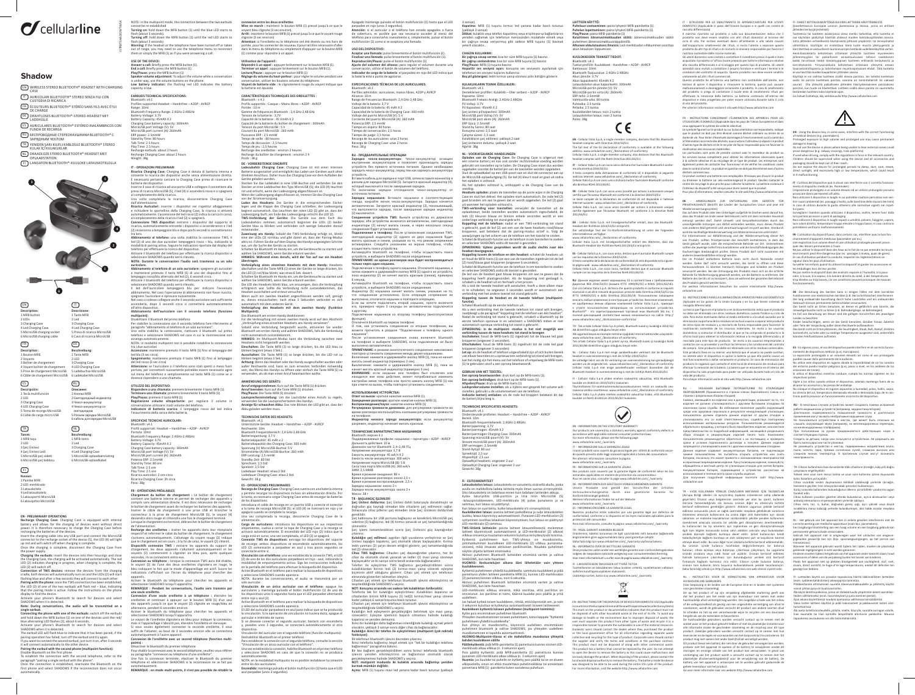# cellularline

## Shadow

EN WIRELESS STEREO BLUETOOTH® HEADSET WITH CHARGING CASE

IT AURICOLARI BLUETOOTH® STEREO SENZA FILI CON CUSTODIA DI RICARICA

FR ÉCOUTEURS BLUETOOTH® STÉRÉO SANS FILS AVEC ÉTUI DE CHARGE

DE DRAHTLOSES BLUETOOTH®-STEREO-HEADSET MIT LADEHÜLLE

ES AURICULARES BLUETOOTH® ESTÉREO INALÁMBRICOS CON FUNDA DE RECARGA

RU БЕСПРОВОДНЫЕ СТЕРЕОНАУШНИКИ BLUETOOTH® С ЗАРЯДНЫМ ЧЕХЛОМ

TR YENİDEN ŞARJ EDİLEBİLİR KILIFLI KABLOSUZ BLUETOOTH® STEREO KULAKLIK

NL DRAADLOZE STEREO BLUETOOTH® HEADSET MET OPLAADSTATION

FI LANGATON BLUETOOTH®-KUULOKE LATAUSKOTELOLLA

EN
**Description:**
1 MFB button
2 LEDs
3 Charging Case
4 Led Charging Case
5 MicroUSB charging socket
6 MicroUSB charging cable

IT
**Descrizione:**
1 Tasto MFB
2 Led
3 Charging Case
4 Led Charging Case
5 Presa di ricarica MicroUSB
6 Cavo di ricarica MicroUSB

FR
**Description :**
1 Bouton MFB
2 Voyants
3 Boîtier de chargement
4 Voyant boîtier de chargement
5 Prise de chargement MicroUSB
6 Câble de chargement MicroUSB

DE
**Beschreibung:**
1 Taste MFB
2 LED
3 Charging Case
4 LED Charging Case
5 Ladebuchse MicroUSB
6 Ladekabel MicroUSB

ES
**Descripción:**
1 Tecla multifunción
2 LED
3 Charging Case
4 LED Charging Case
5 Toma de recarga MicroUSB
6 Cable de carga micro USB

RU
**Описание:**
1 Кнопка MFB
2 Светодиодный индикатор
3 Чехол-аккумулятор
4 Чехол-аккумулятор со светодиодом
5 Разъем зарядки MicroUSB
6 кабель для зарядки MicroUSB

TR
**Tanım:**
1 MFB tuşu
2 LED
3 Şarj Ünitesi
4 Şarj Ünitesi Led
5 MicroUSB şarj soketi
6 MicroUSB şarj kablosu

NL
**Beschrijving:**
1 MFB-toets
2 Led
3 Charging Case
4 Led Charging Case
5 MicroUSB-oplaadaansluiting
6 MicroUSB-oplaadkabel

FI
**Kuvaus:**
1 Painike MFB
2 LED-merkkivalo
3 Latauskotelo
4 Led latauskotelo
5 Latausportti MicroUSB
6 Latausjohto MicroUSB

## EN - PRELIMINARY OPERATIONS

**Recharge Charging Case:** Charging Case is equipped with internal battery and allows for the charging of devices even without direct power. It is therefore necessary to charge the Charging Case before recharging the batteries of the devices.
Insert the charging cable into any USB port and connect the MicroUSB connector to the recharge socket of the device (5), the LED (4) will light up and will switch off when charging is complete.
Once the charging is complete, disconnect the Charging Case from the power supply.

**Charging the earbuds:** insert the devices into their housings and close the Charging Case, the charging will be activated automatically. The red LED (2) indicates charging is in progress. When charging is complete, the LED (2) will switch off.

**Connection of TWS devices:** remove the devices from the charging cradle, both devices will automatically turn on and the LEDs (2) will start flashing blue and after a few seconds they will connect to each other.

**Pairing with the phone:** once the TWS connection has been established, the LED (2) of one of the two earbuds will flash red – blue, indicating that the pairing mode is active. Follow the instructions on the phone display to find the device.
Activate your phone's Bluetooth to search for devices and select SHADOWS when it is detected.

**Note: During conversations, the audio will be transmitted on a single earbud.**

**Connecting the phone with one of the earbuds:** switch off the earbuds and hold down the MFB button (1) on one of the devices until the red/blue alternating LED flashes (2), about 6 seconds.
Activate your phone's Bluetooth to search for devices and select SHADOWS when it is detected.
The earbud LED will flash blue to indicate that it has been paired. If the pairing operation has failed, turn off the earbud and try again.
If you want to connect the second earbud, just turn it on, after 3 seconds it will connect automatically to the other device.

**Pairing the earbud with the second phone (multipoint function):**
Disable Bluetooth on the first phone.
To complete the connection with the second telephone, refer to the paragraph "pairing a single earbud with the phone".
Once the connection is established, reactivate the Bluetooth on the first phone and select SHADOWS if the reconnection does not occur automatically.

NOTE: in the multipoint mode, the connection between the two earbuds cannot be re-established.

**Turning on:** hold down the MFB button (1) until the blue LED starts to flash (about 3 seconds).

**Turning off:** hold down the MFB button (1) until the red LED starts to flash (about 3 seconds).

**Warning:** if the headset or the telephone have been turned off or taken out of range, you may need to use the telephone menu to reconnect them or simply the MFB (1) as if you were answering a call.

### USE OF THE DEVICE:

**Answer a call:** Briefly press the MFB button (1).
**End a call:** Briefly press the MFB button (1).
**Play/Pause:** press the MFB button (1).
**Speaker volume adjustment:** To adjust the volume while a conversation is under way, use the volume buttons on the phone.
**Low battery indicator:** the flashing red LED indicates the battery capacity is low.

### EARBUDS TECHNICAL SPECIFICATIONS:

Bluetooth: v 4.1
Profiles supported: Headset – Handsfree – A2DP - AVRCP
Range: 10mt
Bluetooth Frequency Range: 2.4GHz-2.48GHz
Battery Voltage: 3.7V
Battery Capacity: 45mAh X 2
Charging Case battery capacity: 300mAh
MicroUSB port Voltage (V): 5V
MicroUSB port current (A): 260mAh
ERP power: 2.5mmW
Stand by Time: 80 hours
Talk Time: 2.5 hours
Play Time: 2.5 hours
Recharge earbuds: about 2 hours
Recharge Charging Case: about 2 hours
Weight: 36g

## EN - INFORMATION ON THE STATUTORY WARRANTY

Our products are covered by a statutory warranty against conformity defects in accordance with applicable national consumer protection laws.
For more information, please see the following page
www.cellularline.com/_/warranty

## EN - Cellular Italia S.p.A.

Cellular Italia S.p.A., a single-member company, declares that this Bluetooth headset complies with Directive 2014/53/EU.
The full text of the EU declaration of conformity is available at the following address: www.cellularline.com/_/declaration-of-conformity

## EN - INSTRUCTIONS FOR THE DISPOSAL OF ELECTRICAL AND ELECTRONIC EQUIPMENT (WEEE)

This mark on the product or documentation indicates that the product must not be disposed of with other household waste at the end of its life. To avoid any damage to health or the environment due to improper disposal of waste, the user must separate this product from other types of waste and recycle it in a responsible manner to promote the sustainable re-use of the material resources.
Domestic users should contact the dealer where they purchased the product or the local government office for detailed information on separate waste collection and recycling for this type of product. Corporate users should contact the supplier and verify the terms and conditions in the purchase contract. This product must not be disposed of with other commercial waste.
This product has a battery that cannot be replaced by the user. Do not attempt to open the device to remove the battery as this could cause malfunctions and seriously damage the product. When disposing of the product, please contact the local waste disposal authority to remove the battery. The battery inside the device was designed to be able to be used during the entire life cycle of the product.
For more information, visit the website http://www.cellularline.com

## EN - Using the device may, in some cases, interfere with the correct functioning of medical devices (e.g. pacemakers).
Prolonged exposure to high volume and prolonged and may cause permanent damage to hearing.
Do not use the device in places where being unable to hear external noises could give dangerous (e.g. railway crossings, train platforms).
If used when driving, comply with the regulations in force in the relevant country.
Children should be supervised when using the device and all accessories and packaging should be kept out of their reach.
Do not expose the device for prolonged periods to damp, dirt, soot, steam, direct sunlight, and excessively high or low temperatures, which could result in it malfunctioning.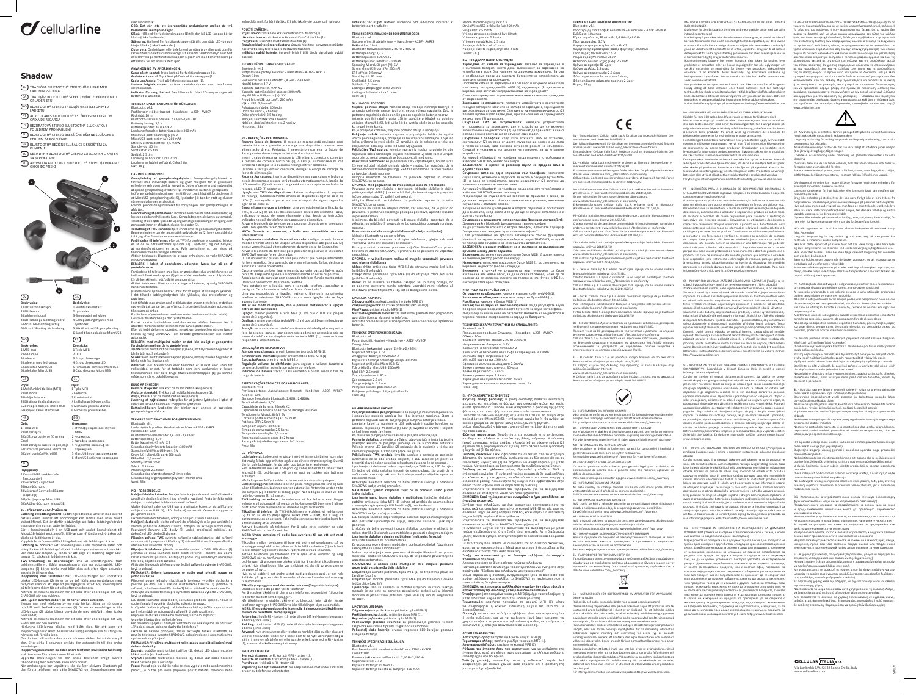# cellularline

## Shadow

SV TRÅDLÖSA BLUETOOTH® STEREOHÖRLURAR MED LADDNINGSFODRAL

DA TRÅDLØSE BLUETOOTH® STEREO HØRETELEFONER MED OPLADER-ETUI

NO BLUETOOTH® STEREO TRÅDLØS ØRETELEFON MED LADEETUI

PT AURICULARES BLUETOOTH® ESTÉREO SEM FIOS COM CAIXA DE RECARGA

CS BEZDRÁTOVÁ STEREO SLUCHÁTKA BLUETOOTH® S POUZDREM PRO NABÍJENÍ

SL BLUETOOTH® STEREO BREZŽIČNE UŠESNE SLUŠALKE Z ETUIJEM ZA POLNJENJE

HR BLUETOOTH® BEŽIČNE SLUŠALICE S KUĆIŠTEM ZA PUNJENJE

BG БЕЗЖИЧНИ БЛУТУТ СТЕРЕО СЛУШАЛКИ С КАЛЪФ ЗА ЗАРЕЖДАНЕ

EL ΑΣΥΡΜΑΤΑ ΑΚΟΥΣΤΙΚΑ BLUETOOTH® ΣΤΕΡΕΟΦΩΝΙΚΑ ΜΕ ΘΗΚΗ ΦΟΡΤΙΣΗΣ

**SV Beskrivning:**
1 Flerfunktionsknapp
2 LED-lampor
3 Laddningsfodral
4 LED-lampa på laddningsfodral
5 MicroUSB-laddningsuttag
6 Micro USB-sladd för laddning

**DA Beskrivelse:**
1 Multifunktionstast
2 Lysdioder
3 Genopladningshylster
4 Genopladningshylster med lysdioder
5 Stik til MicroUSB genopladning
6 Kabel til genopladning MicroUSB

**NO Beskrivelse:**
1 MFB-tast
2 Led-lampe
3 Ladeetui
4 Ladeetui med led-lampe
5 Ladeuttak MicroUSB
6 Ladekabel MicroUSB

**PT Descrição:**
1 Tecla MFB
2 LED
3 Estojo de recarga
4 Estojo de recarga LED
5 Tomada de corrente MicroUSB
6 Cabo de carga Micro USB

**CS Popis:**
1 Multifunkční tlačítko (MFB)
2 LED diody
3 Dobíjecí stanice
4 LED diody dobíjecí stanice
5 Zdířka pro nabíjecí micro USB
6 Napájecí kabel Micro USB

**SL Opis:**
1 Tipka MFB
2 LED lučke
3 Etui za polnjenje
4 LED lučka etuija
5 Vtičnica za polnjenje MicroUSB
6 Polnilni kabel MicroUSB

**HR Opis:**
1 Tipka MFB
2 LED žaruljica
3 Kućište za punjenje (Charging Case)
4 LED žaruljica kućišta za punjenje
5 Utičnica za punjenje MicroUSB
6 Kabel punjača MicroUSB

**BG Описание:**
1 Мултифункционален бутон MFB
2 Индикатор
3 Калъф за зареждане
4 Индикатор на калъфа за зареждане
5 MicroUSB порт за зареждане
6 MicroUSB кабел за зареждане

**EL Περιγραφή:**
1 Κουμπί MFB (πολλαπλών λειτουργιών)
2 Ενδεικτική λυχνία led
3 Θήκη φόρτισης
4 Ενδεικτική λυχνία led θήκης φόρτισης
5 Υποδοχή φόρτισης MicroUSB
6 Καλώδιο φόρτισης MicroUSB

CELLULAR ITALIA S.p.A.
Via Lambrakis 1/A, 42122 Reggio Emilia, Italy
www.cellularline.com